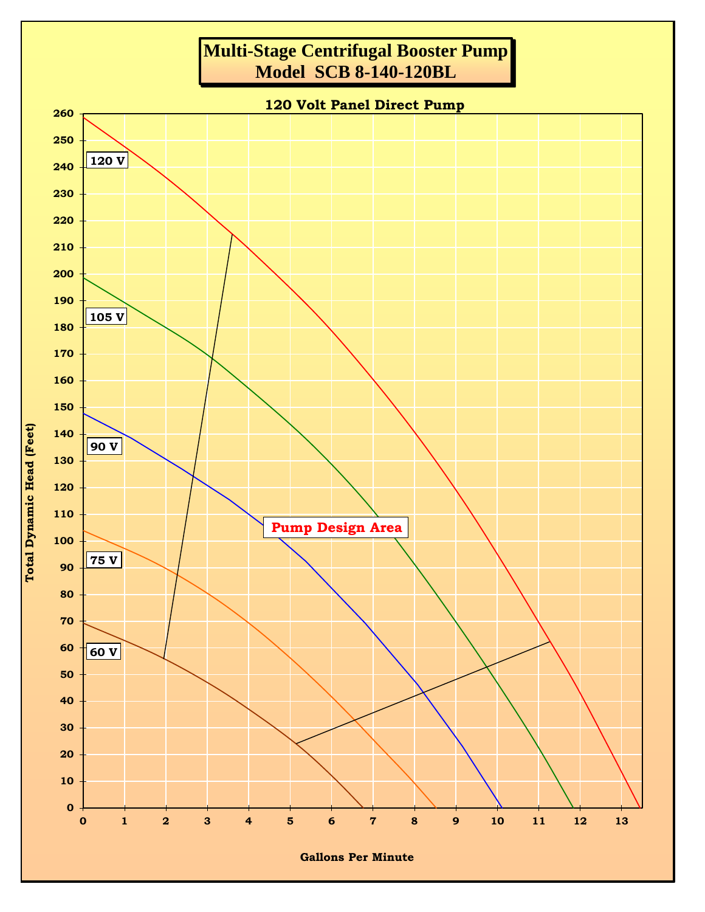# Multi-Stage Centrifugal Booster Pump
# Model SCB 8-140-120BL

## 120 Volt Panel Direct Pump

Total Dynamic Head (Feet)

120 V

105 V

90 V

75 V

60 V

Pump Design Area

Gallons Per Minute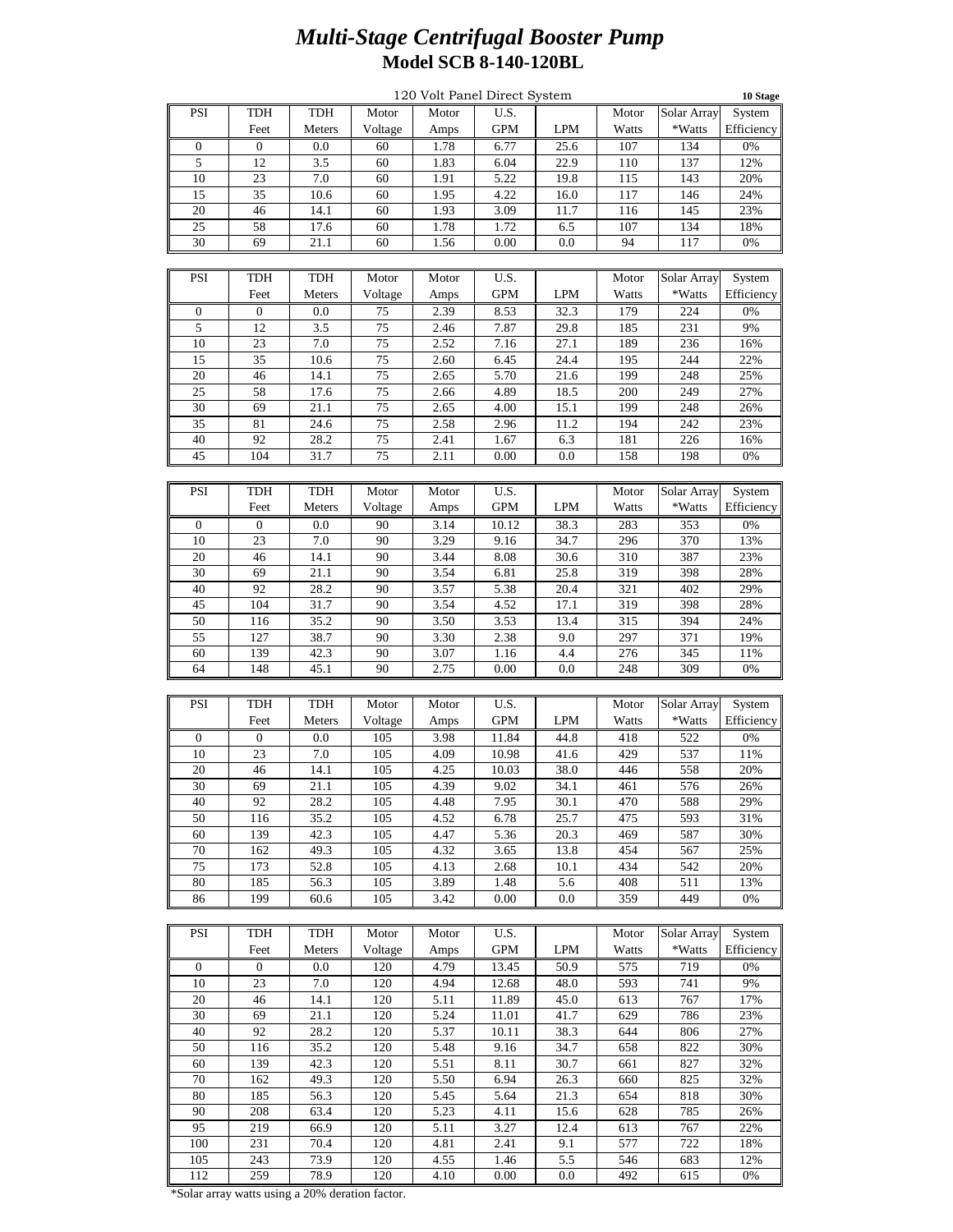# *Multi-Stage Centrifugal Booster Pump*

## Model SCB 8-140-120BL

120 Volt Panel Direct System **10 Stage**

| PSI | TDH Feet | TDH Meters | Motor Voltage | Motor Amps | U.S. GPM | LPM | Motor Watts | Solar Array *Watts | System Efficiency |
|---|---|---|---|---|---|---|---|---|---|
| 0 | 0 | 0.0 | 60 | 1.78 | 6.77 | 25.6 | 107 | 134 | 0% |
| 5 | 12 | 3.5 | 60 | 1.83 | 6.04 | 22.9 | 110 | 137 | 12% |
| 10 | 23 | 7.0 | 60 | 1.91 | 5.22 | 19.8 | 115 | 143 | 20% |
| 15 | 35 | 10.6 | 60 | 1.95 | 4.22 | 16.0 | 117 | 146 | 24% |
| 20 | 46 | 14.1 | 60 | 1.93 | 3.09 | 11.7 | 116 | 145 | 23% |
| 25 | 58 | 17.6 | 60 | 1.78 | 1.72 | 6.5 | 107 | 134 | 18% |
| 30 | 69 | 21.1 | 60 | 1.56 | 0.00 | 0.0 | 94 | 117 | 0% |

| PSI | TDH Feet | TDH Meters | Motor Voltage | Motor Amps | U.S. GPM | LPM | Motor Watts | Solar Array *Watts | System Efficiency |
|---|---|---|---|---|---|---|---|---|---|
| 0 | 0 | 0.0 | 75 | 2.39 | 8.53 | 32.3 | 179 | 224 | 0% |
| 5 | 12 | 3.5 | 75 | 2.46 | 7.87 | 29.8 | 185 | 231 | 9% |
| 10 | 23 | 7.0 | 75 | 2.52 | 7.16 | 27.1 | 189 | 236 | 16% |
| 15 | 35 | 10.6 | 75 | 2.60 | 6.45 | 24.4 | 195 | 244 | 22% |
| 20 | 46 | 14.1 | 75 | 2.65 | 5.70 | 21.6 | 199 | 248 | 25% |
| 25 | 58 | 17.6 | 75 | 2.66 | 4.89 | 18.5 | 200 | 249 | 27% |
| 30 | 69 | 21.1 | 75 | 2.65 | 4.00 | 15.1 | 199 | 248 | 26% |
| 35 | 81 | 24.6 | 75 | 2.58 | 2.96 | 11.2 | 194 | 242 | 23% |
| 40 | 92 | 28.2 | 75 | 2.41 | 1.67 | 6.3 | 181 | 226 | 16% |
| 45 | 104 | 31.7 | 75 | 2.11 | 0.00 | 0.0 | 158 | 198 | 0% |

| PSI | TDH Feet | TDH Meters | Motor Voltage | Motor Amps | U.S. GPM | LPM | Motor Watts | Solar Array *Watts | System Efficiency |
|---|---|---|---|---|---|---|---|---|---|
| 0 | 0 | 0.0 | 90 | 3.14 | 10.12 | 38.3 | 283 | 353 | 0% |
| 10 | 23 | 7.0 | 90 | 3.29 | 9.16 | 34.7 | 296 | 370 | 13% |
| 20 | 46 | 14.1 | 90 | 3.44 | 8.08 | 30.6 | 310 | 387 | 23% |
| 30 | 69 | 21.1 | 90 | 3.54 | 6.81 | 25.8 | 319 | 398 | 28% |
| 40 | 92 | 28.2 | 90 | 3.57 | 5.38 | 20.4 | 321 | 402 | 29% |
| 45 | 104 | 31.7 | 90 | 3.54 | 4.52 | 17.1 | 319 | 398 | 28% |
| 50 | 116 | 35.2 | 90 | 3.50 | 3.53 | 13.4 | 315 | 394 | 24% |
| 55 | 127 | 38.7 | 90 | 3.30 | 2.38 | 9.0 | 297 | 371 | 19% |
| 60 | 139 | 42.3 | 90 | 3.07 | 1.16 | 4.4 | 276 | 345 | 11% |
| 64 | 148 | 45.1 | 90 | 2.75 | 0.00 | 0.0 | 248 | 309 | 0% |

| PSI | TDH Feet | TDH Meters | Motor Voltage | Motor Amps | U.S. GPM | LPM | Motor Watts | Solar Array *Watts | System Efficiency |
|---|---|---|---|---|---|---|---|---|---|
| 0 | 0 | 0.0 | 105 | 3.98 | 11.84 | 44.8 | 418 | 522 | 0% |
| 10 | 23 | 7.0 | 105 | 4.09 | 10.98 | 41.6 | 429 | 537 | 11% |
| 20 | 46 | 14.1 | 105 | 4.25 | 10.03 | 38.0 | 446 | 558 | 20% |
| 30 | 69 | 21.1 | 105 | 4.39 | 9.02 | 34.1 | 461 | 576 | 26% |
| 40 | 92 | 28.2 | 105 | 4.48 | 7.95 | 30.1 | 470 | 588 | 29% |
| 50 | 116 | 35.2 | 105 | 4.52 | 6.78 | 25.7 | 475 | 593 | 31% |
| 60 | 139 | 42.3 | 105 | 4.47 | 5.36 | 20.3 | 469 | 587 | 30% |
| 70 | 162 | 49.3 | 105 | 4.32 | 3.65 | 13.8 | 454 | 567 | 25% |
| 75 | 173 | 52.8 | 105 | 4.13 | 2.68 | 10.1 | 434 | 542 | 20% |
| 80 | 185 | 56.3 | 105 | 3.89 | 1.48 | 5.6 | 408 | 511 | 13% |
| 86 | 199 | 60.6 | 105 | 3.42 | 0.00 | 0.0 | 359 | 449 | 0% |

| PSI | TDH Feet | TDH Meters | Motor Voltage | Motor Amps | U.S. GPM | LPM | Motor Watts | Solar Array *Watts | System Efficiency |
|---|---|---|---|---|---|---|---|---|---|
| 0 | 0 | 0.0 | 120 | 4.79 | 13.45 | 50.9 | 575 | 719 | 0% |
| 10 | 23 | 7.0 | 120 | 4.94 | 12.68 | 48.0 | 593 | 741 | 9% |
| 20 | 46 | 14.1 | 120 | 5.11 | 11.89 | 45.0 | 613 | 767 | 17% |
| 30 | 69 | 21.1 | 120 | 5.24 | 11.01 | 41.7 | 629 | 786 | 23% |
| 40 | 92 | 28.2 | 120 | 5.37 | 10.11 | 38.3 | 644 | 806 | 27% |
| 50 | 116 | 35.2 | 120 | 5.48 | 9.16 | 34.7 | 658 | 822 | 30% |
| 60 | 139 | 42.3 | 120 | 5.51 | 8.11 | 30.7 | 661 | 827 | 32% |
| 70 | 162 | 49.3 | 120 | 5.50 | 6.94 | 26.3 | 660 | 825 | 32% |
| 80 | 185 | 56.3 | 120 | 5.45 | 5.64 | 21.3 | 654 | 818 | 30% |
| 90 | 208 | 63.4 | 120 | 5.23 | 4.11 | 15.6 | 628 | 785 | 26% |
| 95 | 219 | 66.9 | 120 | 5.11 | 3.27 | 12.4 | 613 | 767 | 22% |
| 100 | 231 | 70.4 | 120 | 4.81 | 2.41 | 9.1 | 577 | 722 | 18% |
| 105 | 243 | 73.9 | 120 | 4.55 | 1.46 | 5.5 | 546 | 683 | 12% |
| 112 | 259 | 78.9 | 120 | 4.10 | 0.00 | 0.0 | 492 | 615 | 0% |

*Solar array watts using a 20% deration factor.